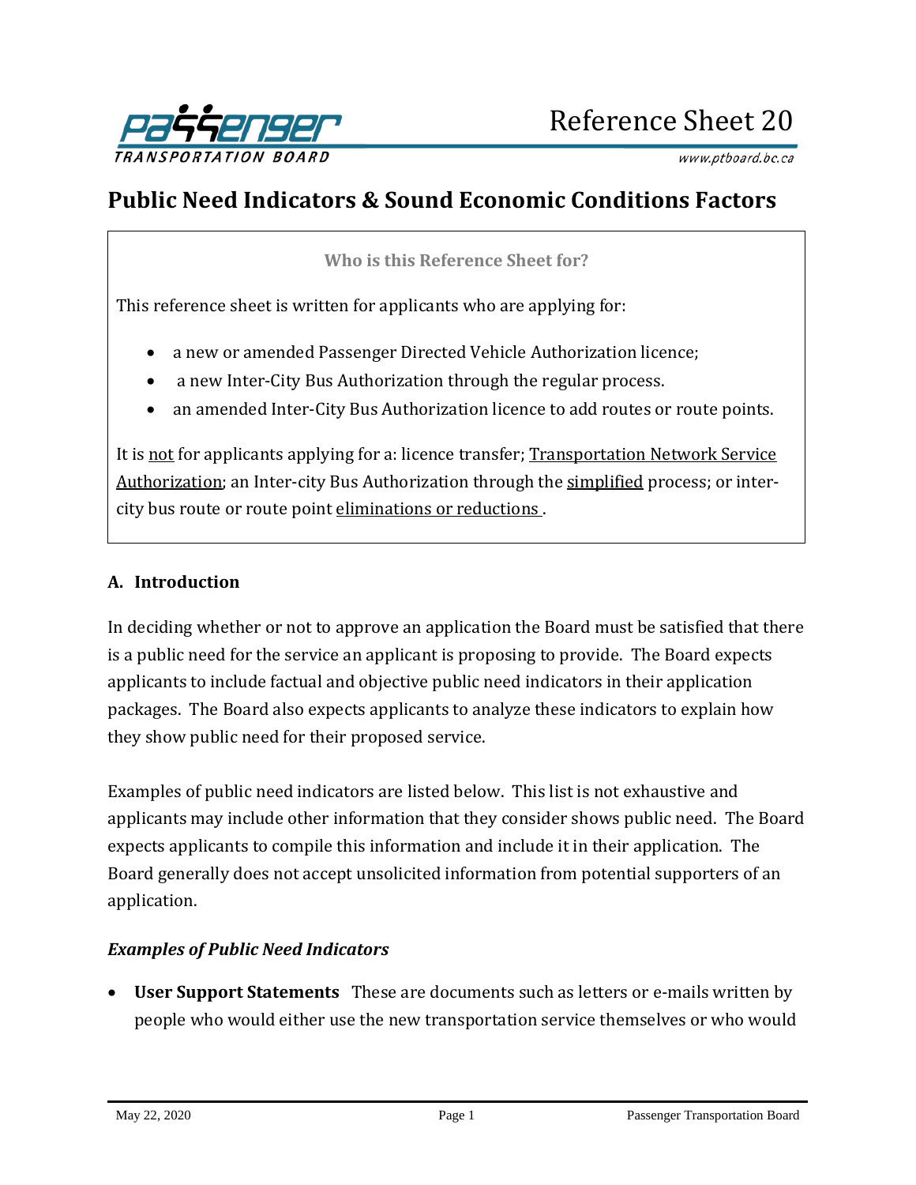# Reference Sheet 20

## Public Need Indicators & Sound Economic Conditions Factors

**Who is this Reference Sheet for?**

This reference sheet is written for applicants who are applying for:

- a new or amended Passenger Directed Vehicle Authorization licence;
- a new Inter-City Bus Authorization through the regular process.
- an amended Inter-City Bus Authorization licence to add routes or route points.

It is not for applicants applying for a: licence transfer; Transportation Network Service Authorization; an Inter-city Bus Authorization through the simplified process; or inter-city bus route or route point eliminations or reductions .

### A. Introduction

In deciding whether or not to approve an application the Board must be satisfied that there is a public need for the service an applicant is proposing to provide. The Board expects applicants to include factual and objective public need indicators in their application packages. The Board also expects applicants to analyze these indicators to explain how they show public need for their proposed service.

Examples of public need indicators are listed below. This list is not exhaustive and applicants may include other information that they consider shows public need. The Board expects applicants to compile this information and include it in their application. The Board generally does not accept unsolicited information from potential supporters of an application.

***Examples of Public Need Indicators***

- **User Support Statements** These are documents such as letters or e-mails written by people who would either use the new transportation service themselves or who would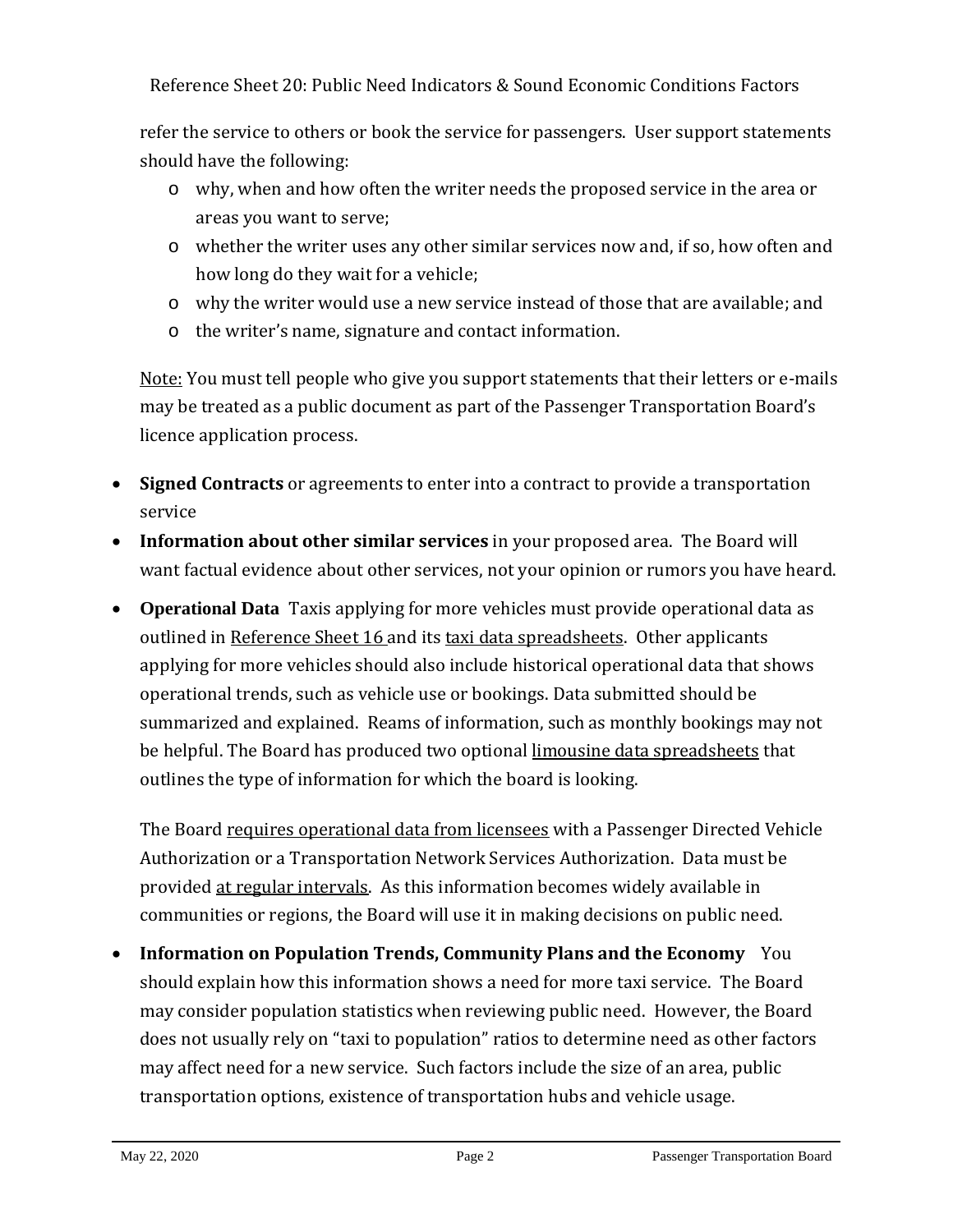refer the service to others or book the service for passengers. User support statements should have the following:

- why, when and how often the writer needs the proposed service in the area or areas you want to serve;
- whether the writer uses any other similar services now and, if so, how often and how long do they wait for a vehicle;
- why the writer would use a new service instead of those that are available; and
- the writer's name, signature and contact information.

Note: You must tell people who give you support statements that their letters or e-mails may be treated as a public document as part of the Passenger Transportation Board's licence application process.

- **Signed Contracts** or agreements to enter into a contract to provide a transportation service
- **Information about other similar services** in your proposed area. The Board will want factual evidence about other services, not your opinion or rumors you have heard.
- **Operational Data** Taxis applying for more vehicles must provide operational data as outlined in Reference Sheet 16 and its taxi data spreadsheets. Other applicants applying for more vehicles should also include historical operational data that shows operational trends, such as vehicle use or bookings. Data submitted should be summarized and explained. Reams of information, such as monthly bookings may not be helpful. The Board has produced two optional limousine data spreadsheets that outlines the type of information for which the board is looking.

  The Board requires operational data from licensees with a Passenger Directed Vehicle Authorization or a Transportation Network Services Authorization. Data must be provided at regular intervals. As this information becomes widely available in communities or regions, the Board will use it in making decisions on public need.

- **Information on Population Trends, Community Plans and the Economy** You should explain how this information shows a need for more taxi service. The Board may consider population statistics when reviewing public need. However, the Board does not usually rely on "taxi to population" ratios to determine need as other factors may affect need for a new service. Such factors include the size of an area, public transportation options, existence of transportation hubs and vehicle usage.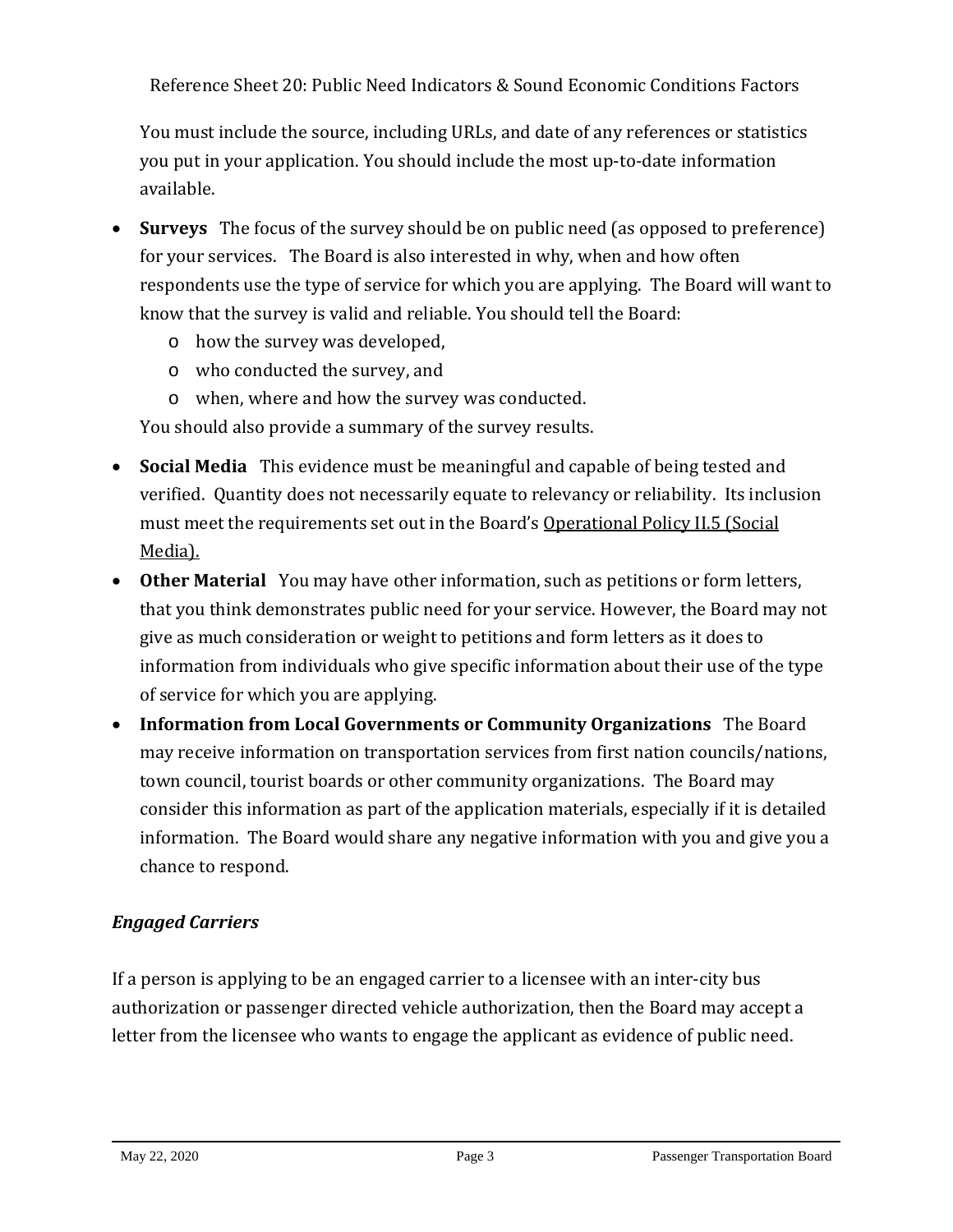You must include the source, including URLs, and date of any references or statistics you put in your application. You should include the most up-to-date information available.

- **Surveys** The focus of the survey should be on public need (as opposed to preference) for your services. The Board is also interested in why, when and how often respondents use the type of service for which you are applying. The Board will want to know that the survey is valid and reliable. You should tell the Board:
  - how the survey was developed,
  - who conducted the survey, and
  - when, where and how the survey was conducted.

  You should also provide a summary of the survey results.
- **Social Media** This evidence must be meaningful and capable of being tested and verified. Quantity does not necessarily equate to relevancy or reliability. Its inclusion must meet the requirements set out in the Board's Operational Policy II.5 (Social Media).
- **Other Material** You may have other information, such as petitions or form letters, that you think demonstrates public need for your service. However, the Board may not give as much consideration or weight to petitions and form letters as it does to information from individuals who give specific information about their use of the type of service for which you are applying.
- **Information from Local Governments or Community Organizations** The Board may receive information on transportation services from first nation councils/nations, town council, tourist boards or other community organizations. The Board may consider this information as part of the application materials, especially if it is detailed information. The Board would share any negative information with you and give you a chance to respond.

### *Engaged Carriers*

If a person is applying to be an engaged carrier to a licensee with an inter-city bus authorization or passenger directed vehicle authorization, then the Board may accept a letter from the licensee who wants to engage the applicant as evidence of public need.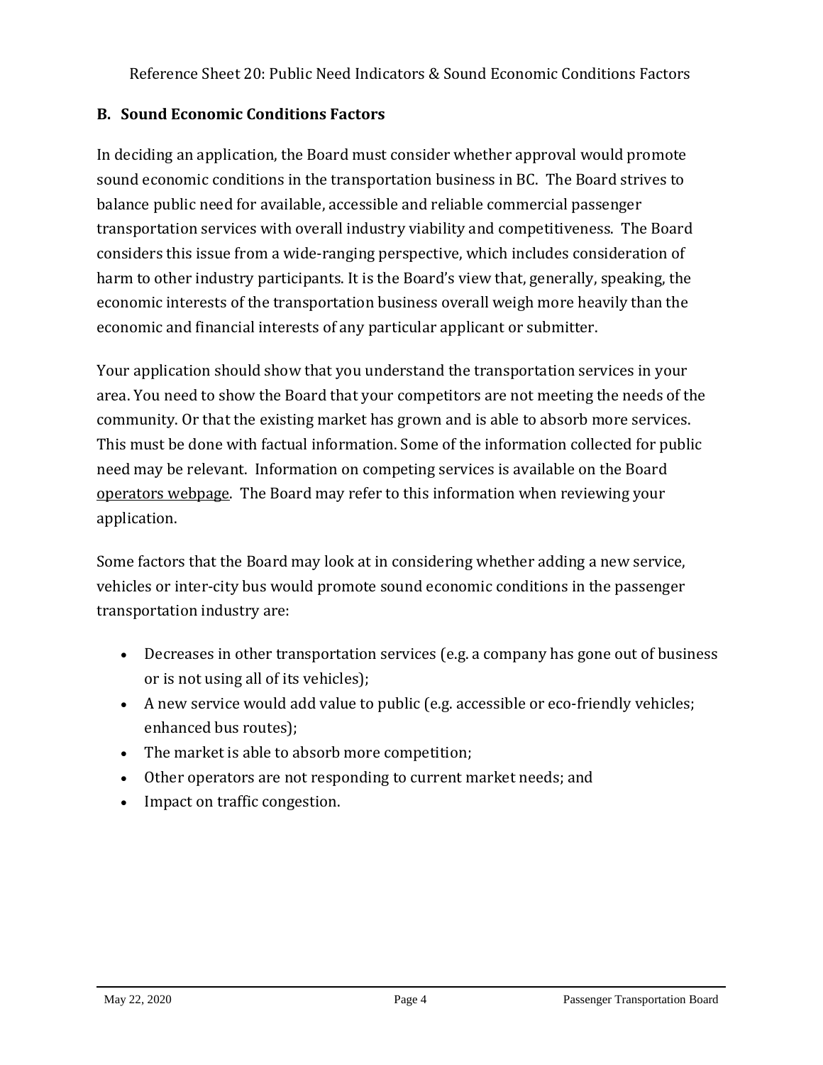## B. Sound Economic Conditions Factors

In deciding an application, the Board must consider whether approval would promote sound economic conditions in the transportation business in BC. The Board strives to balance public need for available, accessible and reliable commercial passenger transportation services with overall industry viability and competitiveness. The Board considers this issue from a wide-ranging perspective, which includes consideration of harm to other industry participants. It is the Board's view that, generally, speaking, the economic interests of the transportation business overall weigh more heavily than the economic and financial interests of any particular applicant or submitter.

Your application should show that you understand the transportation services in your area. You need to show the Board that your competitors are not meeting the needs of the community. Or that the existing market has grown and is able to absorb more services. This must be done with factual information. Some of the information collected for public need may be relevant. Information on competing services is available on the Board operators webpage. The Board may refer to this information when reviewing your application.

Some factors that the Board may look at in considering whether adding a new service, vehicles or inter-city bus would promote sound economic conditions in the passenger transportation industry are:

- Decreases in other transportation services (e.g. a company has gone out of business or is not using all of its vehicles);
- A new service would add value to public (e.g. accessible or eco-friendly vehicles; enhanced bus routes);
- The market is able to absorb more competition;
- Other operators are not responding to current market needs; and
- Impact on traffic congestion.